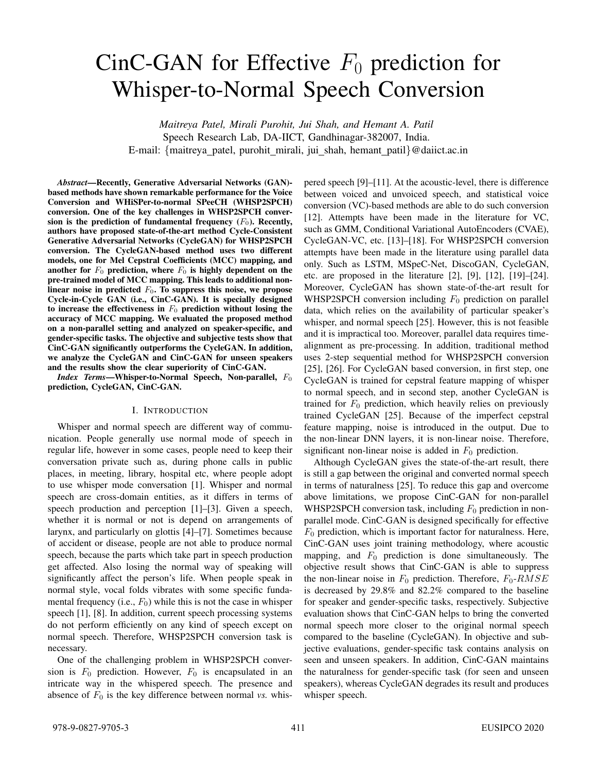# CinC-GAN for Effective $F_0$ prediction for Whisper-to-Normal Speech Conversion

*Maitreya Patel, Mirali Purohit, Jui Shah, and Hemant A. Patil*
Speech Research Lab, DA-IICT, Gandhinagar-382007, India.
E-mail: {maitreya_patel, purohit_mirali, jui_shah, hemant_patil}@daiict.ac.in

***Abstract*—Recently, Generative Adversarial Networks (GAN)-based methods have shown remarkable performance for the Voice Conversion and WHiSPer-to-normal SPeeCH (WHSP2SPCH) conversion. One of the key challenges in WHSP2SPCH conversion is the prediction of fundamental frequency ($F_0$). Recently, authors have proposed state-of-the-art method Cycle-Consistent Generative Adversarial Networks (CycleGAN) for WHSP2SPCH conversion. The CycleGAN-based method uses two different models, one for Mel Cepstral Coefficients (MCC) mapping, and another for $F_0$ prediction, where $F_0$ is highly dependent on the pre-trained model of MCC mapping. This leads to additional non-linear noise in predicted $F_0$. To suppress this noise, we propose Cycle-in-Cycle GAN (i.e., CinC-GAN). It is specially designed to increase the effectiveness in $F_0$ prediction without losing the accuracy of MCC mapping. We evaluated the proposed method on a non-parallel setting and analyzed on speaker-specific, and gender-specific tasks. The objective and subjective tests show that CinC-GAN significantly outperforms the CycleGAN. In addition, we analyze the CycleGAN and CinC-GAN for unseen speakers and the results show the clear superiority of CinC-GAN.**

***Index Terms*—Whisper-to-Normal Speech, Non-parallel, $F_0$ prediction, CycleGAN, CinC-GAN.**

## I. Introduction

Whisper and normal speech are different way of communication. People generally use normal mode of speech in regular life, however in some cases, people need to keep their conversation private such as, during phone calls in public places, in meeting, library, hospital etc, where people adopt to use whisper mode conversation [1]. Whisper and normal speech are cross-domain entities, as it differs in terms of speech production and perception [1]–[3]. Given a speech, whether it is normal or not is depend on arrangements of larynx, and particularly on glottis [4]–[7]. Sometimes because of accident or disease, people are not able to produce normal speech, because the parts which take part in speech production get affected. Also losing the normal way of speaking will significantly affect the person's life. When people speak in normal style, vocal folds vibrates with some specific fundamental frequency (i.e., $F_0$) while this is not the case in whisper speech [1], [8]. In addition, current speech processing systems do not perform efficiently on any kind of speech except on normal speech. Therefore, WHSP2SPCH conversion task is necessary.

One of the challenging problem in WHSP2SPCH conversion is $F_0$ prediction. However, $F_0$ is encapsulated in an intricate way in the whispered speech. The presence and absence of $F_0$ is the key difference between normal *vs.* whispered speech [9]–[11]. At the acoustic-level, there is difference between voiced and unvoiced speech, and statistical voice conversion (VC)-based methods are able to do such conversion [12]. Attempts have been made in the literature for VC, such as GMM, Conditional Variational AutoEncoders (CVAE), CycleGAN-VC, etc. [13]–[18]. For WHSP2SPCH conversion attempts have been made in the literature using parallel data only. Such as LSTM, MSpeC-Net, DiscoGAN, CycleGAN, etc. are proposed in the literature [2], [9], [12], [19]–[24]. Moreover, CycleGAN has shown state-of-the-art result for WHSP2SPCH conversion including $F_0$ prediction on parallel data, which relies on the availability of particular speaker's whisper, and normal speech [25]. However, this is not feasible and it is impractical too. Moreover, parallel data requires time-alignment as pre-processing. In addition, traditional method uses 2-step sequential method for WHSP2SPCH conversion [25], [26]. For CycleGAN based conversion, in first step, one CycleGAN is trained for cepstral feature mapping of whisper to normal speech, and in second step, another CycleGAN is trained for $F_0$ prediction, which heavily relies on previously trained CycleGAN [25]. Because of the imperfect cepstral feature mapping, noise is introduced in the output. Due to the non-linear DNN layers, it is non-linear noise. Therefore, significant non-linear noise is added in $F_0$ prediction.

Although CycleGAN gives the state-of-the-art result, there is still a gap between the original and converted normal speech in terms of naturalness [25]. To reduce this gap and overcome above limitations, we propose CinC-GAN for non-parallel WHSP2SPCH conversion task, including $F_0$ prediction in non-parallel mode. CinC-GAN is designed specifically for effective $F_0$ prediction, which is important factor for naturalness. Here, CinC-GAN uses joint training methodology, where acoustic mapping, and $F_0$ prediction is done simultaneously. The objective result shows that CinC-GAN is able to suppress the non-linear noise in $F_0$ prediction. Therefore, $F_0$-$RMSE$ is decreased by 29.8% and 82.2% compared to the baseline for speaker and gender-specific tasks, respectively. Subjective evaluation shows that CinC-GAN helps to bring the converted normal speech more closer to the original normal speech compared to the baseline (CycleGAN). In objective and subjective evaluations, gender-specific task contains analysis on seen and unseen speakers. In addition, CinC-GAN maintains the naturalness for gender-specific task (for seen and unseen speakers), whereas CycleGAN degrades its result and produces whisper speech.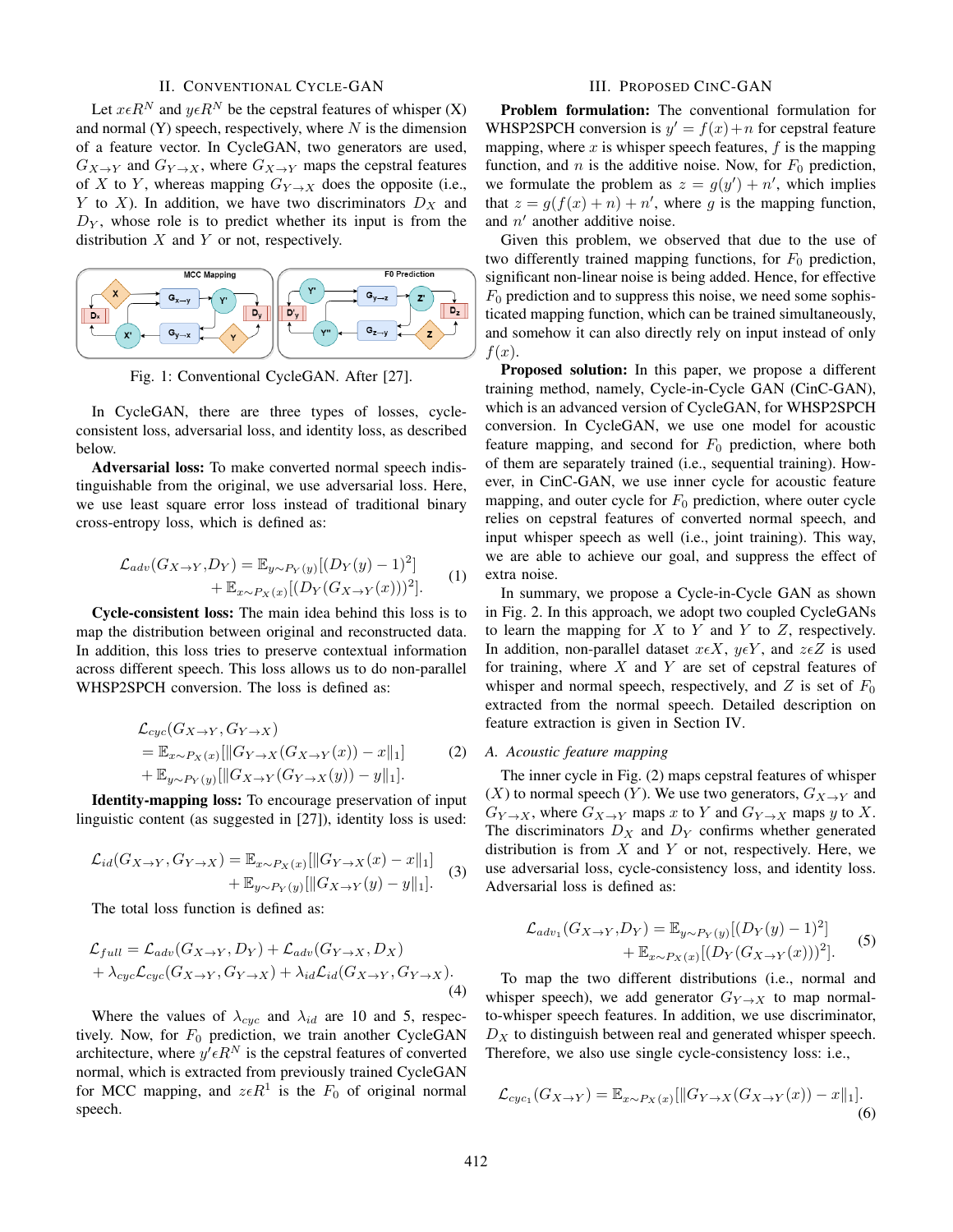## II. Conventional Cycle-GAN

Let $x \epsilon R^N$ and $y \epsilon R^N$ be the cepstral features of whisper (X) and normal (Y) speech, respectively, where $N$ is the dimension of a feature vector. In CycleGAN, two generators are used, $G_{X\to Y}$ and $G_{Y\to X}$, where $G_{X\to Y}$ maps the cepstral features of $X$ to $Y$, whereas mapping $G_{Y\to X}$ does the opposite (i.e., $Y$ to $X$). In addition, we have two discriminators $D_X$ and $D_Y$, whose role is to predict whether its input is from the distribution $X$ and $Y$ or not, respectively.

Fig. 1: Conventional CycleGAN. After [27].

In CycleGAN, there are three types of losses, cycle-consistent loss, adversarial loss, and identity loss, as described below.

**Adversarial loss:** To make converted normal speech indistinguishable from the original, we use adversarial loss. Here, we use least square error loss instead of traditional binary cross-entropy loss, which is defined as:

$$\mathcal{L}_{adv}(G_{X\to Y}, D_Y) = \mathbb{E}_{y\sim P_Y(y)}[(D_Y(y)-1)^2] + \mathbb{E}_{x\sim P_X(x)}[(D_Y(G_{X\to Y}(x)))^2]. \tag{1}$$

**Cycle-consistent loss:** The main idea behind this loss is to map the distribution between original and reconstructed data. In addition, this loss tries to preserve contextual information across different speech. This loss allows us to do non-parallel WHSP2SPCH conversion. The loss is defined as:

$$\begin{aligned}&\mathcal{L}_{cyc}(G_{X\to Y}, G_{Y\to X}) \\ &= \mathbb{E}_{x\sim P_X(x)}[\|G_{Y\to X}(G_{X\to Y}(x)) - x\|_1] \\ &+ \mathbb{E}_{y\sim P_Y(y)}[\|G_{X\to Y}(G_{Y\to X}(y)) - y\|_1].\end{aligned} \tag{2}$$

**Identity-mapping loss:** To encourage preservation of input linguistic content (as suggested in [27]), identity loss is used:

$$\mathcal{L}_{id}(G_{X\to Y}, G_{Y\to X}) = \mathbb{E}_{x\sim P_X(x)}[\|G_{Y\to X}(x) - x\|_1] + \mathbb{E}_{y\sim P_Y(y)}[\|G_{X\to Y}(y) - y\|_1]. \tag{3}$$

The total loss function is defined as:

$$\begin{aligned}\mathcal{L}_{full} &= \mathcal{L}_{adv}(G_{X\to Y}, D_Y) + \mathcal{L}_{adv}(G_{Y\to X}, D_X) \\ &+ \lambda_{cyc}\mathcal{L}_{cyc}(G_{X\to Y}, G_{Y\to X}) + \lambda_{id}\mathcal{L}_{id}(G_{X\to Y}, G_{Y\to X}).\end{aligned} \tag{4}$$

Where the values of $\lambda_{cyc}$ and $\lambda_{id}$ are 10 and 5, respectively. Now, for $F_0$ prediction, we train another CycleGAN architecture, where $y' \epsilon R^N$ is the cepstral features of converted normal, which is extracted from previously trained CycleGAN for MCC mapping, and $z \epsilon R^1$ is the $F_0$ of original normal speech.

## III. Proposed CinC-GAN

**Problem formulation:** The conventional formulation for WHSP2SPCH conversion is $y' = f(x) + n$ for cepstral feature mapping, where $x$ is whisper speech features, $f$ is the mapping function, and $n$ is the additive noise. Now, for $F_0$ prediction, we formulate the problem as $z = g(y') + n'$, which implies that $z = g(f(x) + n) + n'$, where $g$ is the mapping function, and $n'$ another additive noise.

Given this problem, we observed that due to the use of two differently trained mapping functions, for $F_0$ prediction, significant non-linear noise is being added. Hence, for effective $F_0$ prediction and to suppress this noise, we need some sophisticated mapping function, which can be trained simultaneously, and somehow it can also directly rely on input instead of only $f(x)$.

**Proposed solution:** In this paper, we propose a different training method, namely, Cycle-in-Cycle GAN (CinC-GAN), which is an advanced version of CycleGAN, for WHSP2SPCH conversion. In CycleGAN, we use one model for acoustic feature mapping, and second for $F_0$ prediction, where both of them are separately trained (i.e., sequential training). However, in CinC-GAN, we use inner cycle for acoustic feature mapping, and outer cycle for $F_0$ prediction, where outer cycle relies on cepstral features of converted normal speech, and input whisper speech as well (i.e., joint training). This way, we are able to achieve our goal, and suppress the effect of extra noise.

In summary, we propose a Cycle-in-Cycle GAN as shown in Fig. 2. In this approach, we adopt two coupled CycleGANs to learn the mapping for $X$ to $Y$ and $Y$ to $Z$, respectively. In addition, non-parallel dataset $x \epsilon X$, $y \epsilon Y$, and $z \epsilon Z$ is used for training, where $X$ and $Y$ are set of cepstral features of whisper and normal speech, respectively, and $Z$ is set of $F_0$ extracted from the normal speech. Detailed description on feature extraction is given in Section IV.

### A. Acoustic feature mapping

The inner cycle in Fig. (2) maps cepstral features of whisper ($X$) to normal speech ($Y$). We use two generators, $G_{X\to Y}$ and $G_{Y\to X}$, where $G_{X\to Y}$ maps $x$ to $Y$ and $G_{Y\to X}$ maps $y$ to $X$. The discriminators $D_X$ and $D_Y$ confirms whether generated distribution is from $X$ and $Y$ or not, respectively. Here, we use adversarial loss, cycle-consistency loss, and identity loss. Adversarial loss is defined as:

$$\mathcal{L}_{adv_1}(G_{X\to Y}, D_Y) = \mathbb{E}_{y\sim P_Y(y)}[(D_Y(y)-1)^2] + \mathbb{E}_{x\sim P_X(x)}[(D_Y(G_{X\to Y}(x)))^2]. \tag{5}$$

To map the two different distributions (i.e., normal and whisper speech), we add generator $G_{Y\to X}$ to map normal-to-whisper speech features. In addition, we use discriminator, $D_X$ to distinguish between real and generated whisper speech. Therefore, we also use single cycle-consistency loss: i.e.,

$$\mathcal{L}_{cyc_1}(G_{X\to Y}) = \mathbb{E}_{x\sim P_X(x)}[\|G_{Y\to X}(G_{X\to Y}(x)) - x\|_1]. \tag{6}$$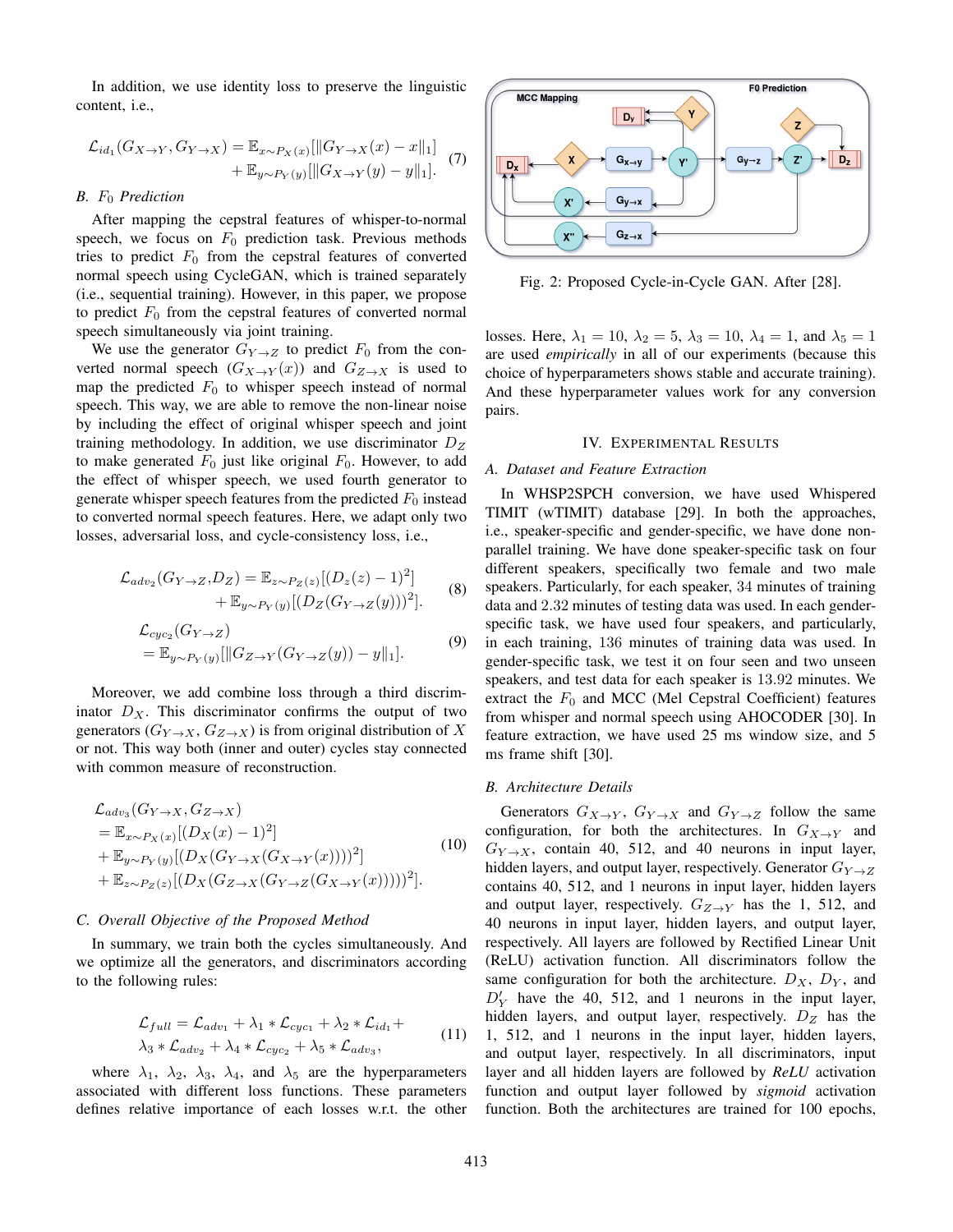In addition, we use identity loss to preserve the linguistic content, i.e.,

$$\mathcal{L}_{id_1}(G_{X\to Y}, G_{Y\to X}) = \mathbb{E}_{x\sim P_X(x)}[\|G_{Y\to X}(x) - x\|_1] + \mathbb{E}_{y\sim P_Y(y)}[\|G_{X\to Y}(y) - y\|_1]. \tag{7}$$

### B. $F_0$ Prediction

After mapping the cepstral features of whisper-to-normal speech, we focus on $F_0$ prediction task. Previous methods tries to predict $F_0$ from the cepstral features of converted normal speech using CycleGAN, which is trained separately (i.e., sequential training). However, in this paper, we propose to predict $F_0$ from the cepstral features of converted normal speech simultaneously via joint training.

We use the generator $G_{Y\to Z}$ to predict $F_0$ from the converted normal speech ($G_{X\to Y}(x)$) and $G_{Z\to X}$ is used to map the predicted $F_0$ to whisper speech instead of normal speech. This way, we are able to remove the non-linear noise by including the effect of original whisper speech and joint training methodology. In addition, we use discriminator $D_Z$ to make generated $F_0$ just like original $F_0$. However, to add the effect of whisper speech, we used fourth generator to generate whisper speech features from the predicted $F_0$ instead to converted normal speech features. Here, we adapt only two losses, adversarial loss, and cycle-consistency loss, i.e.,

$$\mathcal{L}_{adv_2}(G_{Y\to Z}, D_Z) = \mathbb{E}_{z\sim P_Z(z)}[(D_z(z) - 1)^2] + \mathbb{E}_{y\sim P_Y(y)}[(D_Z(G_{Y\to Z}(y)))^2]. \tag{8}$$

$$\mathcal{L}_{cyc_2}(G_{Y\to Z}) = \mathbb{E}_{y\sim P_Y(y)}[\|G_{Z\to Y}(G_{Y\to Z}(y)) - y\|_1]. \tag{9}$$

Moreover, we add combine loss through a third discriminator $D_X$. This discriminator confirms the output of two generators ($G_{Y\to X}$, $G_{Z\to X}$) is from original distribution of $X$ or not. This way both (inner and outer) cycles stay connected with common measure of reconstruction.

$$\begin{aligned}
&\mathcal{L}_{adv_3}(G_{Y\to X}, G_{Z\to X}) \\
&= \mathbb{E}_{x\sim P_X(x)}[(D_X(x) - 1)^2] \\
&+ \mathbb{E}_{y\sim P_Y(y)}[(D_X(G_{Y\to X}(G_{X\to Y}(x))))^2] \\
&+ \mathbb{E}_{z\sim P_Z(z)}[(D_X(G_{Z\to X}(G_{Y\to Z}(G_{X\to Y}(x)))))^2].
\end{aligned} \tag{10}$$

### C. Overall Objective of the Proposed Method

In summary, we train both the cycles simultaneously. And we optimize all the generators, and discriminators according to the following rules:

$$\mathcal{L}_{full} = \mathcal{L}_{adv_1} + \lambda_1 * \mathcal{L}_{cyc_1} + \lambda_2 * \mathcal{L}_{id_1} + \lambda_3 * \mathcal{L}_{adv_2} + \lambda_4 * \mathcal{L}_{cyc_2} + \lambda_5 * \mathcal{L}_{adv_3}, \tag{11}$$

where $\lambda_1$, $\lambda_2$, $\lambda_3$, $\lambda_4$, and $\lambda_5$ are the hyperparameters associated with different loss functions. These parameters defines relative importance of each losses w.r.t. the other losses. Here, $\lambda_1 = 10$, $\lambda_2 = 5$, $\lambda_3 = 10$, $\lambda_4 = 1$, and $\lambda_5 = 1$ are used *empirically* in all of our experiments (because this choice of hyperparameters shows stable and accurate training). And these hyperparameter values work for any conversion pairs.

Fig. 2: Proposed Cycle-in-Cycle GAN. After [28].

## IV. Experimental Results

### A. Dataset and Feature Extraction

In WHSP2SPCH conversion, we have used Whispered TIMIT (wTIMIT) database [29]. In both the approaches, i.e., speaker-specific and gender-specific, we have done non-parallel training. We have done speaker-specific task on four different speakers, specifically two female and two male speakers. Particularly, for each speaker, 34 minutes of training data and 2.32 minutes of testing data was used. In each gender-specific task, we have used four speakers, and particularly, in each training, 136 minutes of training data was used. In gender-specific task, we test it on four seen and two unseen speakers, and test data for each speaker is 13.92 minutes. We extract the $F_0$ and MCC (Mel Cepstral Coefficient) features from whisper and normal speech using AHOCODER [30]. In feature extraction, we have used 25 ms window size, and 5 ms frame shift [30].

### B. Architecture Details

Generators $G_{X\to Y}$, $G_{Y\to X}$ and $G_{Y\to Z}$ follow the same configuration, for both the architectures. In $G_{X\to Y}$ and $G_{Y\to X}$, contain 40, 512, and 40 neurons in input layer, hidden layers, and output layer, respectively. Generator $G_{Y\to Z}$ contains 40, 512, and 1 neurons in input layer, hidden layers and output layer, respectively. $G_{Z\to Y}$ has the 1, 512, and 40 neurons in input layer, hidden layers, and output layer, respectively. All layers are followed by Rectified Linear Unit (ReLU) activation function. All discriminators follow the same configuration for both the architecture. $D_X$, $D_Y$, and $D'_Y$ have the 40, 512, and 1 neurons in the input layer, hidden layers, and output layer, respectively. $D_Z$ has the 1, 512, and 1 neurons in the input layer, hidden layers, and output layer, respectively. In all discriminators, input layer and all hidden layers are followed by *ReLU* activation function and output layer followed by *sigmoid* activation function. Both the architectures are trained for 100 epochs,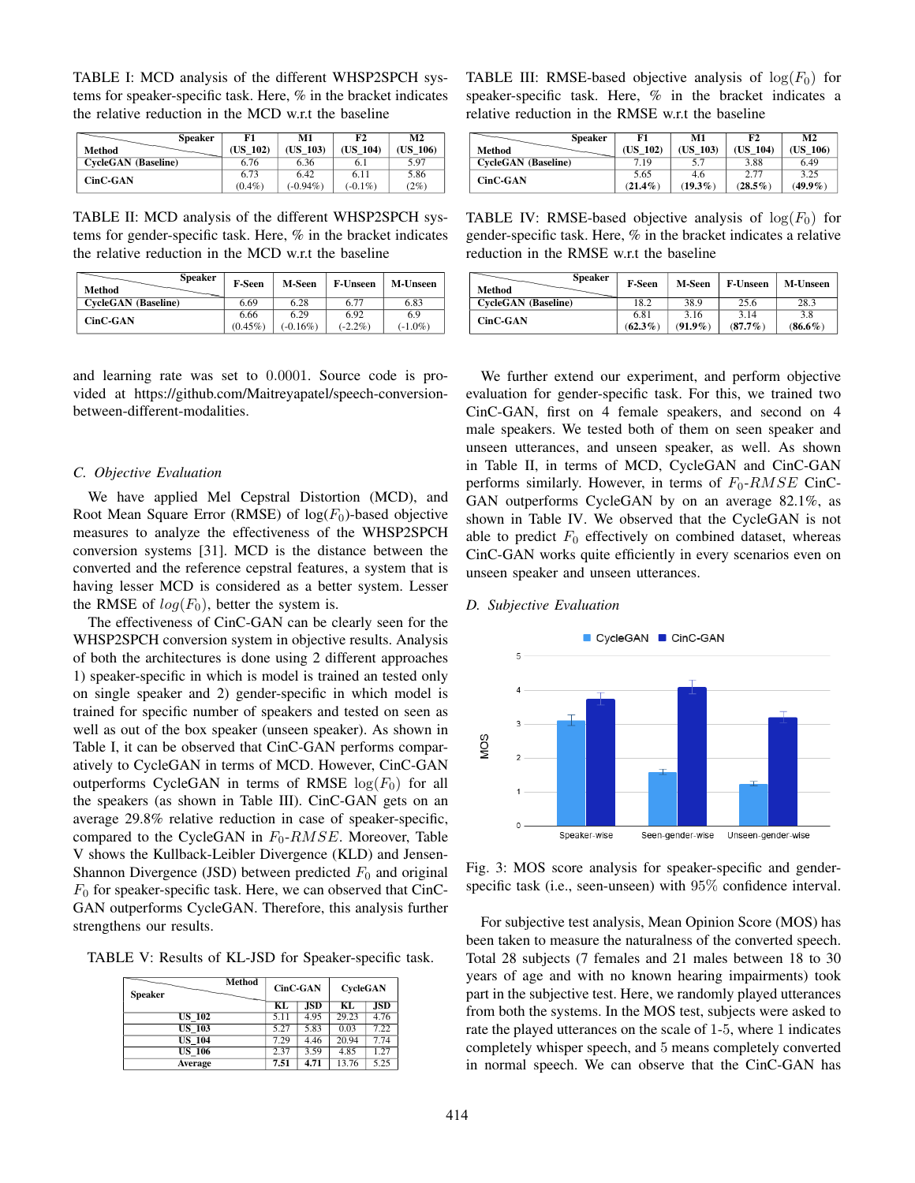TABLE I: MCD analysis of the different WHSP2SPCH systems for speaker-specific task. Here, % in the bracket indicates the relative reduction in the MCD w.r.t the baseline

| Method \ Speaker | F1 (US_102) | M1 (US_103) | F2 (US_104) | M2 (US_106) |
|---|---|---|---|---|
| **CycleGAN (Baseline)** | 6.76 | 6.36 | 6.1 | 5.97 |
| **CinC-GAN** | 6.73 (0.4%) | 6.42 (-0.94%) | 6.11 (-0.1%) | 5.86 (2%) |

TABLE II: MCD analysis of the different WHSP2SPCH systems for gender-specific task. Here, % in the bracket indicates the relative reduction in the MCD w.r.t the baseline

| Method \ Speaker | F-Seen | M-Seen | F-Unseen | M-Unseen |
|---|---|---|---|---|
| **CycleGAN (Baseline)** | 6.69 | 6.28 | 6.77 | 6.83 |
| **CinC-GAN** | 6.66 (0.45%) | 6.29 (-0.16%) | 6.92 (-2.2%) | 6.9 (-1.0%) |

and learning rate was set to 0.0001. Source code is provided at https://github.com/Maitreyapatel/speech-conversion-between-different-modalities.

### *C. Objective Evaluation*

We have applied Mel Cepstral Distortion (MCD), and Root Mean Square Error (RMSE) of $\log(F_0)$-based objective measures to analyze the effectiveness of the WHSP2SPCH conversion systems [31]. MCD is the distance between the converted and the reference cepstral features, a system that is having lesser MCD is considered as a better system. Lesser the RMSE of $log(F_0)$, better the system is.

The effectiveness of CinC-GAN can be clearly seen for the WHSP2SPCH conversion system in objective results. Analysis of both the architectures is done using 2 different approaches 1) speaker-specific in which is model is trained an tested only on single speaker and 2) gender-specific in which model is trained for specific number of speakers and tested on seen as well as out of the box speaker (unseen speaker). As shown in Table I, it can be observed that CinC-GAN performs comparatively to CycleGAN in terms of MCD. However, CinC-GAN outperforms CycleGAN in terms of RMSE $\log(F_0)$ for all the speakers (as shown in Table III). CinC-GAN gets on an average 29.8% relative reduction in case of speaker-specific, compared to the CycleGAN in $F_0$-$RMSE$. Moreover, Table V shows the Kullback-Leibler Divergence (KLD) and Jensen-Shannon Divergence (JSD) between predicted $F_0$ and original $F_0$ for speaker-specific task. Here, we can observed that CinC-GAN outperforms CycleGAN. Therefore, this analysis further strengthens our results.

TABLE V: Results of KL-JSD for Speaker-specific task.

| Speaker \ Method | CinC-GAN | | CycleGAN | |
|---|---|---|---|---|
| | KL | JSD | KL | JSD |
| US_102 | 5.11 | 4.95 | 29.23 | 4.76 |
| US_103 | 5.27 | 5.83 | 0.03 | 7.22 |
| US_104 | 7.29 | 4.46 | 20.94 | 7.74 |
| US_106 | 2.37 | 3.59 | 4.85 | 1.27 |
| Average | **7.51** | **4.71** | 13.76 | 5.25 |

TABLE III: RMSE-based objective analysis of $\log(F_0)$ for speaker-specific task. Here, % in the bracket indicates a relative reduction in the RMSE w.r.t the baseline

| Method \ Speaker | F1 (US_102) | M1 (US_103) | F2 (US_104) | M2 (US_106) |
|---|---|---|---|---|
| **CycleGAN (Baseline)** | 7.19 | 5.7 | 3.88 | 6.49 |
| **CinC-GAN** | 5.65 (**21.4%**) | 4.6 (**19.3%**) | 2.77 (**28.5%**) | 3.25 (**49.9%**) |

TABLE IV: RMSE-based objective analysis of $\log(F_0)$ for gender-specific task. Here, % in the bracket indicates a relative reduction in the RMSE w.r.t the baseline

| Method \ Speaker | F-Seen | M-Seen | F-Unseen | M-Unseen |
|---|---|---|---|---|
| **CycleGAN (Baseline)** | 18.2 | 38.9 | 25.6 | 28.3 |
| **CinC-GAN** | 6.81 (**62.3%**) | 3.16 (**91.9%**) | 3.14 (**87.7%**) | 3.8 (**86.6%**) |

We further extend our experiment, and perform objective evaluation for gender-specific task. For this, we trained two CinC-GAN, first on 4 female speakers, and second on 4 male speakers. We tested both of them on seen speaker and unseen utterances, and unseen speaker as well. As shown in Table II, in terms of MCD, CycleGAN and CinC-GAN performs similarly. However, in terms of $F_0$-$RMSE$ CinC-GAN outperforms CycleGAN by on an average 82.1%, as shown in Table IV. We observed that the CycleGAN is not able to predict $F_0$ effectively on combined dataset, whereas CinC-GAN works quite efficiently in every scenarios even on unseen speaker and unseen utterances.

### *D. Subjective Evaluation*

Fig. 3: MOS score analysis for speaker-specific and gender-specific task (i.e., seen-unseen) with 95% confidence interval.

For subjective test analysis, Mean Opinion Score (MOS) has been taken to measure the naturalness of the converted speech. Total 28 subjects (7 females and 21 males between 18 to 30 years of age and with no known hearing impairments) took part in the subjective test. Here, we randomly played utterances from both the systems. In the MOS test, subjects were asked to rate the played utterances on the scale of 1-5, where 1 indicates completely whisper speech, and 5 means completely converted in normal speech. We can observe that the CinC-GAN has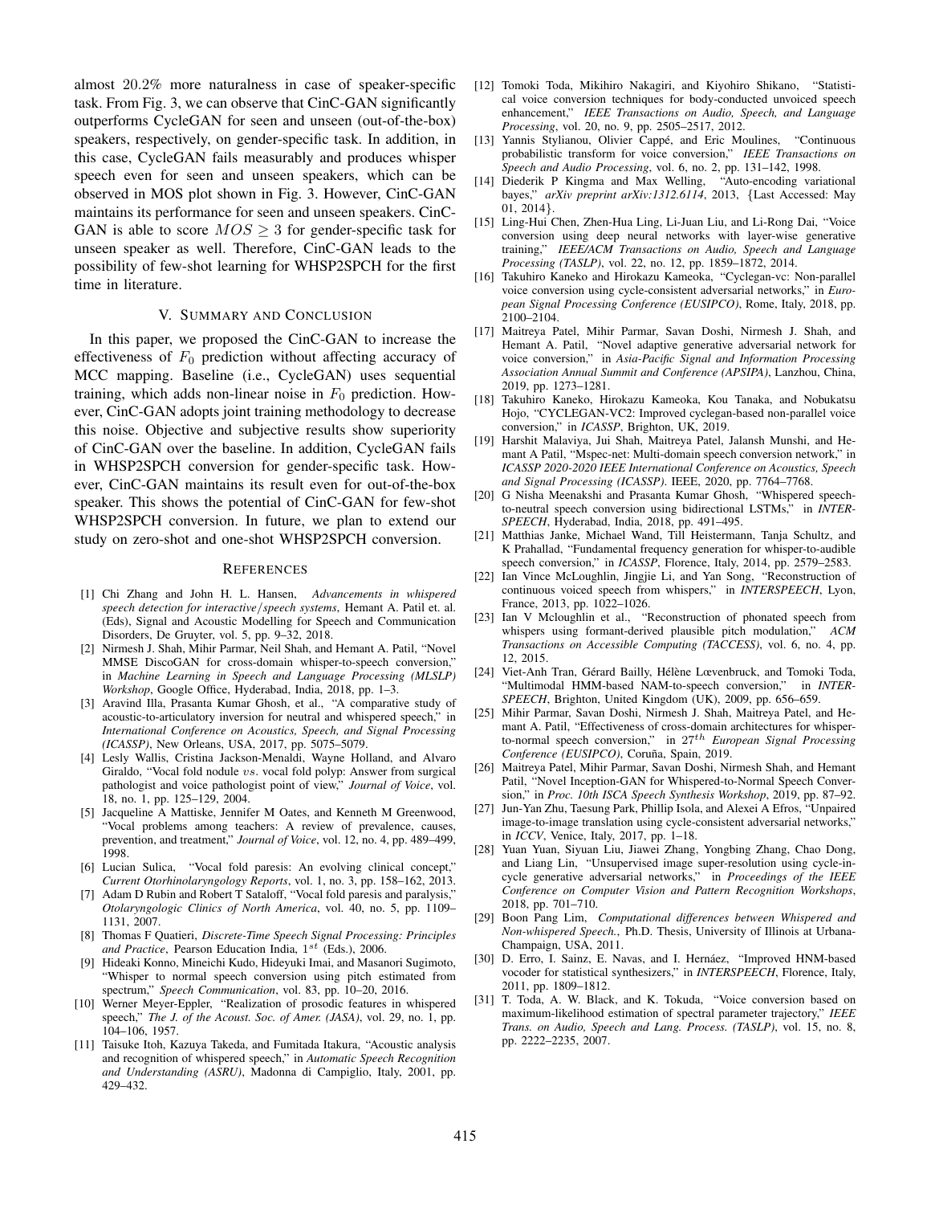almost 20.2% more naturalness in case of speaker-specific task. From Fig. 3, we can observe that CinC-GAN significantly outperforms CycleGAN for seen and unseen (out-of-the-box) speakers, respectively, on gender-specific task. In addition, in this case, CycleGAN fails measurably and produces whisper speech even for seen and unseen speakers, which can be observed in MOS plot shown in Fig. 3. However, CinC-GAN maintains its performance for seen and unseen speakers. CinC-GAN is able to score $MOS \geq 3$ for gender-specific task for unseen speaker as well. Therefore, CinC-GAN leads to the possibility of few-shot learning for WHSP2SPCH for the first time in literature.

## V. Summary and Conclusion

In this paper, we proposed the CinC-GAN to increase the effectiveness of $F_0$ prediction without affecting accuracy of MCC mapping. Baseline (i.e., CycleGAN) uses sequential training, which adds non-linear noise in $F_0$ prediction. However, CinC-GAN adopts joint training methodology to decrease this noise. Objective and subjective results show superiority of CinC-GAN over the baseline. In addition, CycleGAN fails in WHSP2SPCH conversion for gender-specific task. However, CinC-GAN maintains its result even for out-of-the-box speaker. This shows the potential of CinC-GAN for few-shot WHSP2SPCH conversion. In future, we plan to extend our study on zero-shot and one-shot WHSP2SPCH conversion.

## References

[1] Chi Zhang and John H. L. Hansen, *Advancements in whispered speech detection for interactive/speech systems*, Hemant A. Patil et. al. (Eds), Signal and Acoustic Modelling for Speech and Communication Disorders, De Gruyter, vol. 5, pp. 9–32, 2018.

[2] Nirmesh J. Shah, Mihir Parmar, Neil Shah, and Hemant A. Patil, "Novel MMSE DiscoGAN for cross-domain whisper-to-speech conversion," in *Machine Learning in Speech and Language Processing (MLSLP) Workshop*, Google Office, Hyderabad, India, 2018, pp. 1–3.

[3] Aravind Illa, Prasanta Kumar Ghosh, et al., "A comparative study of acoustic-to-articulatory inversion for neutral and whispered speech," in *International Conference on Acoustics, Speech, and Signal Processing (ICASSP)*, New Orleans, USA, 2017, pp. 5075–5079.

[4] Lesly Wallis, Cristina Jackson-Menaldi, Wayne Holland, and Alvaro Giraldo, "Vocal fold nodule *vs.* vocal fold polyp: Answer from surgical pathologist and voice pathologist point of view," *Journal of Voice*, vol. 18, no. 1, pp. 125–129, 2004.

[5] Jacqueline A Mattiske, Jennifer M Oates, and Kenneth M Greenwood, "Vocal problems among teachers: A review of prevalence, causes, prevention, and treatment," *Journal of Voice*, vol. 12, no. 4, pp. 489–499, 1998.

[6] Lucian Sulica, "Vocal fold paresis: An evolving clinical concept," *Current Otorhinolaryngology Reports*, vol. 1, no. 3, pp. 158–162, 2013.

[7] Adam D Rubin and Robert T Sataloff, "Vocal fold paresis and paralysis," *Otolaryngologic Clinics of North America*, vol. 40, no. 5, pp. 1109–1131, 2007.

[8] Thomas F Quatieri, *Discrete-Time Speech Signal Processing: Principles and Practice*, Pearson Education India, $1^{st}$ (Eds.), 2006.

[9] Hideaki Konno, Mineichi Kudo, Hideyuki Imai, and Masanori Sugimoto, "Whisper to normal speech conversion using pitch estimated from spectrum," *Speech Communication*, vol. 83, pp. 10–20, 2016.

[10] Werner Meyer-Eppler, "Realization of prosodic features in whispered speech," *The J. of the Acoust. Soc. of Amer. (JASA)*, vol. 29, no. 1, pp. 104–106, 1957.

[11] Taisuke Itoh, Kazuya Takeda, and Fumitada Itakura, "Acoustic analysis and recognition of whispered speech," in *Automatic Speech Recognition and Understanding (ASRU)*, Madonna di Campiglio, Italy, 2001, pp. 429–432.

[12] Tomoki Toda, Mikihiro Nakagiri, and Kiyohiro Shikano, "Statistical voice conversion techniques for body-conducted unvoiced speech enhancement," *IEEE Transactions on Audio, Speech, and Language Processing*, vol. 20, no. 9, pp. 2505–2517, 2012.

[13] Yannis Stylianou, Olivier Cappé, and Eric Moulines, "Continuous probabilistic transform for voice conversion," *IEEE Transactions on Speech and Audio Processing*, vol. 6, no. 2, pp. 131–142, 1998.

[14] Diederik P Kingma and Max Welling, "Auto-encoding variational bayes," *arXiv preprint arXiv:1312.6114*, 2013, {Last Accessed: May 01, 2014}.

[15] Ling-Hui Chen, Zhen-Hua Ling, Li-Juan Liu, and Li-Rong Dai, "Voice conversion using deep neural networks with layer-wise generative training," *IEEE/ACM Transactions on Audio, Speech and Language Processing (TASLP)*, vol. 22, no. 12, pp. 1859–1872, 2014.

[16] Takuhiro Kaneko and Hirokazu Kameoka, "Cyclegan-vc: Non-parallel voice conversion using cycle-consistent adversarial networks," in *European Signal Processing Conference (EUSIPCO)*, Rome, Italy, 2018, pp. 2100–2104.

[17] Maitreya Patel, Mihir Parmar, Savan Doshi, Nirmesh J. Shah, and Hemant A. Patil, "Novel adaptive generative adversarial network for voice conversion," in *Asia-Pacific Signal and Information Processing Association Annual Summit and Conference (APSIPA)*, Lanzhou, China, 2019, pp. 1273–1281.

[18] Takuhiro Kaneko, Hirokazu Kameoka, Kou Tanaka, and Nobukatsu Hojo, "CYCLEGAN-VC2: Improved cyclegan-based non-parallel voice conversion," in *ICASSP*, Brighton, UK, 2019.

[19] Harshit Malaviya, Jui Shah, Maitreya Patel, Jalansh Munshi, and Hemant A Patil, "Mspec-net: Multi-domain speech conversion network," in *ICASSP 2020-2020 IEEE International Conference on Acoustics, Speech and Signal Processing (ICASSP)*. IEEE, 2020, pp. 7764–7768.

[20] G Nisha Meenakshi and Prasanta Kumar Ghosh, "Whispered speech-to-neutral speech conversion using bidirectional LSTMs," in *INTERSPEECH*, Hyderabad, India, 2018, pp. 491–495.

[21] Matthias Janke, Michael Wand, Till Heistermann, Tanja Schultz, and K Prahallad, "Fundamental frequency generation for whisper-to-audible speech conversion," in *ICASSP*, Florence, Italy, 2014, pp. 2579–2583.

[22] Ian Vince McLoughlin, Jingjie Li, and Yan Song, "Reconstruction of continuous voiced speech from whispers," in *INTERSPEECH*, Lyon, France, 2013, pp. 1022–1026.

[23] Ian V Mcloughlin et al., "Reconstruction of phonated speech from whispers using formant-derived plausible pitch modulation," *ACM Transactions on Accessible Computing (TACCESS)*, vol. 6, no. 4, pp. 12, 2015.

[24] Viet-Anh Tran, Gérard Bailly, Hélène Lœvenbruck, and Tomoki Toda, "Multimodal HMM-based NAM-to-speech conversion," in *INTERSPEECH*, Brighton, United Kingdom (UK), 2009, pp. 656–659.

[25] Mihir Parmar, Savan Doshi, Nirmesh J. Shah, Maitreya Patel, and Hemant A. Patil, "Effectiveness of cross-domain architectures for whisper-to-normal speech conversion," in $27^{th}$ *European Signal Processing Conference (EUSIPCO)*, Coruña, Spain, 2019.

[26] Maitreya Patel, Mihir Parmar, Savan Doshi, Nirmesh Shah, and Hemant Patil, "Novel Inception-GAN for Whispered-to-Normal Speech Conversion," in *Proc. 10th ISCA Speech Synthesis Workshop*, 2019, pp. 87–92.

[27] Jun-Yan Zhu, Taesung Park, Phillip Isola, and Alexei A Efros, "Unpaired image-to-image translation using cycle-consistent adversarial networks," in *ICCV*, Venice, Italy, 2017, pp. 1–18.

[28] Yuan Yuan, Siyuan Liu, Jiawei Zhang, Yongbing Zhang, Chao Dong, and Liang Lin, "Unsupervised image super-resolution using cycle-in-cycle generative adversarial networks," in *Proceedings of the IEEE Conference on Computer Vision and Pattern Recognition Workshops*, 2018, pp. 701–710.

[29] Boon Pang Lim, *Computational differences between Whispered and Non-whispered Speech.*, Ph.D. Thesis, University of Illinois at Urbana-Champaign, USA, 2011.

[30] D. Erro, I. Sainz, E. Navas, and I. Hernáez, "Improved HNM-based vocoder for statistical synthesizers," in *INTERSPEECH*, Florence, Italy, 2011, pp. 1809–1812.

[31] T. Toda, A. W. Black, and K. Tokuda, "Voice conversion based on maximum-likelihood estimation of spectral parameter trajectory," *IEEE Trans. on Audio, Speech and Lang. Process. (TASLP)*, vol. 15, no. 8, pp. 2222–2235, 2007.